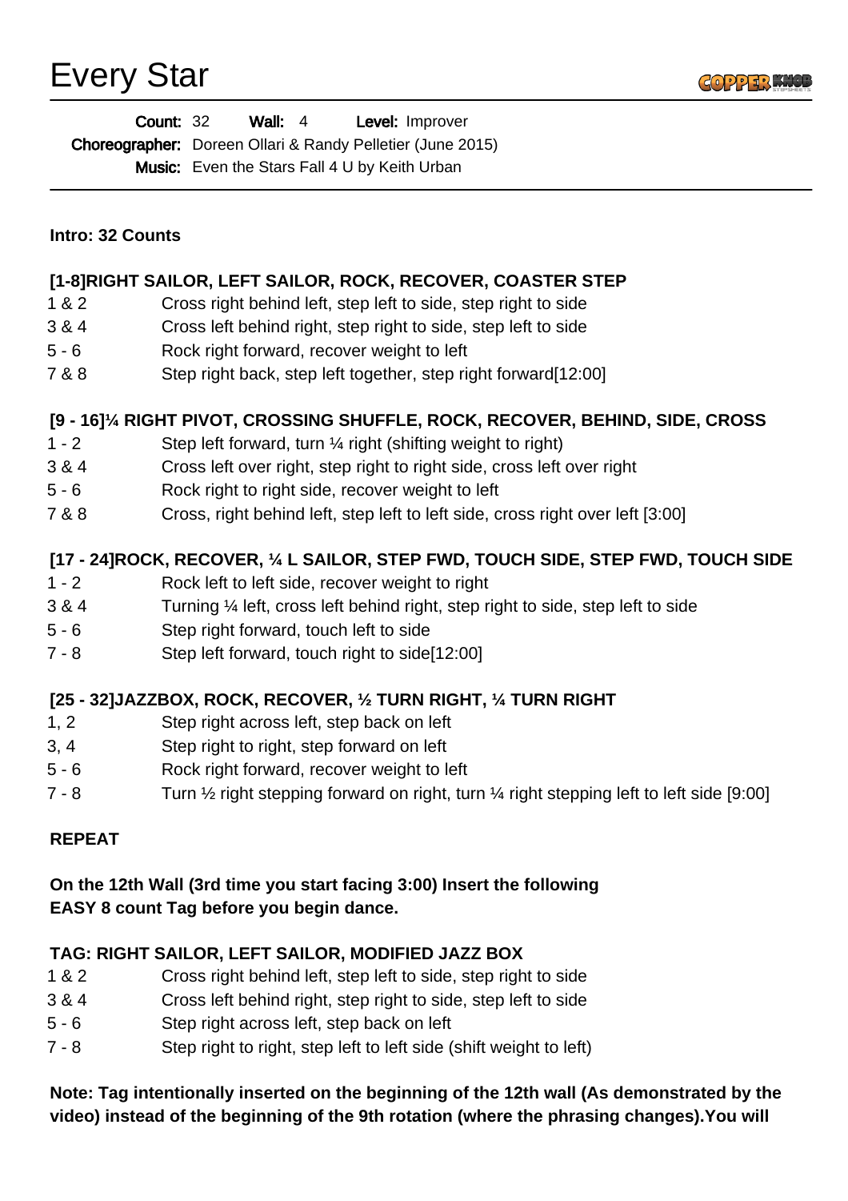# Every Star

**Count:** 32 **Wall:** 4 **Level:** Improver

**Choreographer:** Doreen Ollari & Randy Pelletier (June 2015)

**Music:** Even the Stars Fall 4 U by Keith Urban

---

**Intro: 32 Counts**

**[1-8]RIGHT SAILOR, LEFT SAILOR, ROCK, RECOVER, COASTER STEP**

| | |
|---|---|
| 1 & 2 | Cross right behind left, step left to side, step right to side |
| 3 & 4 | Cross left behind right, step right to side, step left to side |
| 5 - 6 | Rock right forward, recover weight to left |
| 7 & 8 | Step right back, step left together, step right forward[12:00] |

**[9 - 16]¼ RIGHT PIVOT, CROSSING SHUFFLE, ROCK, RECOVER, BEHIND, SIDE, CROSS**

| | |
|---|---|
| 1 - 2 | Step left forward, turn ¼ right (shifting weight to right) |
| 3 & 4 | Cross left over right, step right to right side, cross left over right |
| 5 - 6 | Rock right to right side, recover weight to left |
| 7 & 8 | Cross, right behind left, step left to left side, cross right over left [3:00] |

**[17 - 24]ROCK, RECOVER, ¼ L SAILOR, STEP FWD, TOUCH SIDE, STEP FWD, TOUCH SIDE**

| | |
|---|---|
| 1 - 2 | Rock left to left side, recover weight to right |
| 3 & 4 | Turning ¼ left, cross left behind right, step right to side, step left to side |
| 5 - 6 | Step right forward, touch left to side |
| 7 - 8 | Step left forward, touch right to side[12:00] |

**[25 - 32]JAZZBOX, ROCK, RECOVER, ½ TURN RIGHT, ¼ TURN RIGHT**

| | |
|---|---|
| 1, 2 | Step right across left, step back on left |
| 3, 4 | Step right to right, step forward on left |
| 5 - 6 | Rock right forward, recover weight to left |
| 7 - 8 | Turn ½ right stepping forward on right, turn ¼ right stepping left to left side [9:00] |

**REPEAT**

**On the 12th Wall (3rd time you start facing 3:00) Insert the following EASY 8 count Tag before you begin dance.**

**TAG: RIGHT SAILOR, LEFT SAILOR, MODIFIED JAZZ BOX**

| | |
|---|---|
| 1 & 2 | Cross right behind left, step left to side, step right to side |
| 3 & 4 | Cross left behind right, step right to side, step left to side |
| 5 - 6 | Step right across left, step back on left |
| 7 - 8 | Step right to right, step left to left side (shift weight to left) |

**Note: Tag intentionally inserted on the beginning of the 12th wall (As demonstrated by the video) instead of the beginning of the 9th rotation (where the phrasing changes).You will**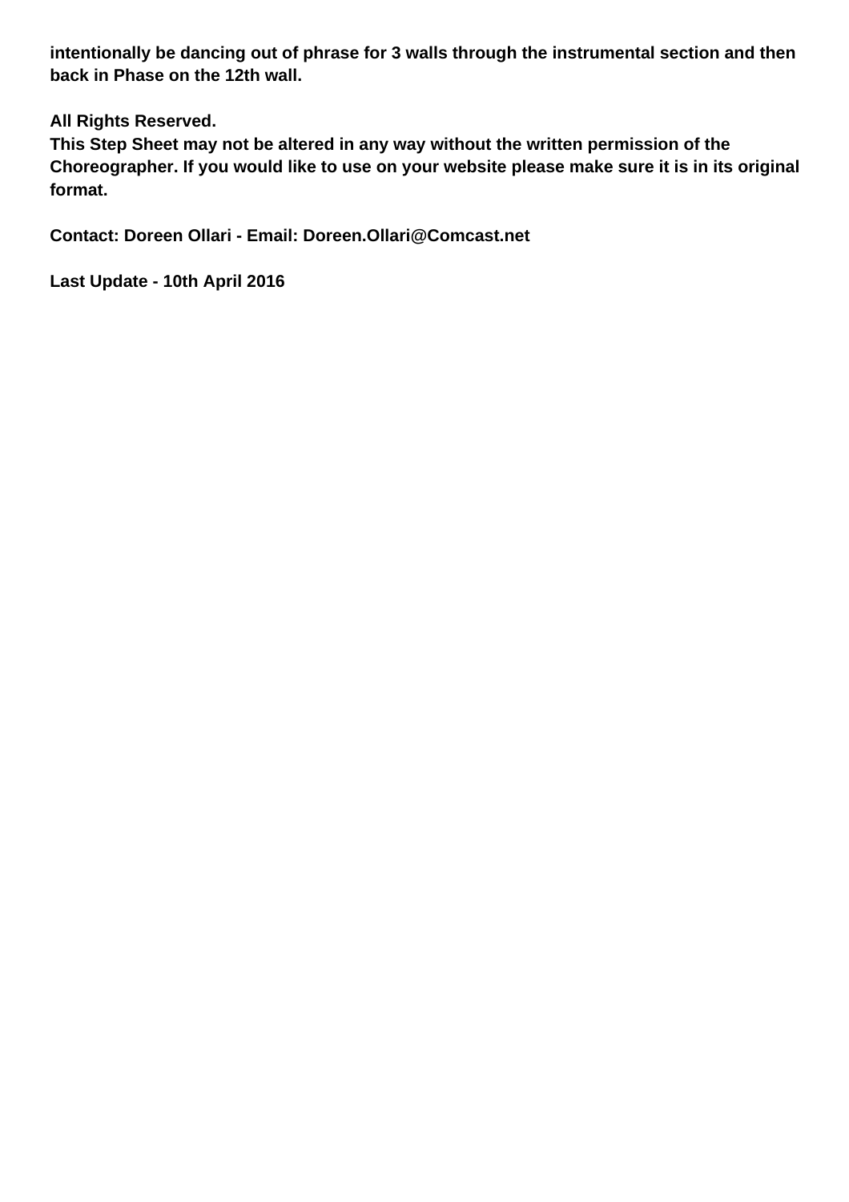**intentionally be dancing out of phrase for 3 walls through the instrumental section and then back in Phase on the 12th wall.**

**All Rights Reserved.**
**This Step Sheet may not be altered in any way without the written permission of the Choreographer. If you would like to use on your website please make sure it is in its original format.**

**Contact: Doreen Ollari - Email: Doreen.Ollari@Comcast.net**

**Last Update - 10th April 2016**